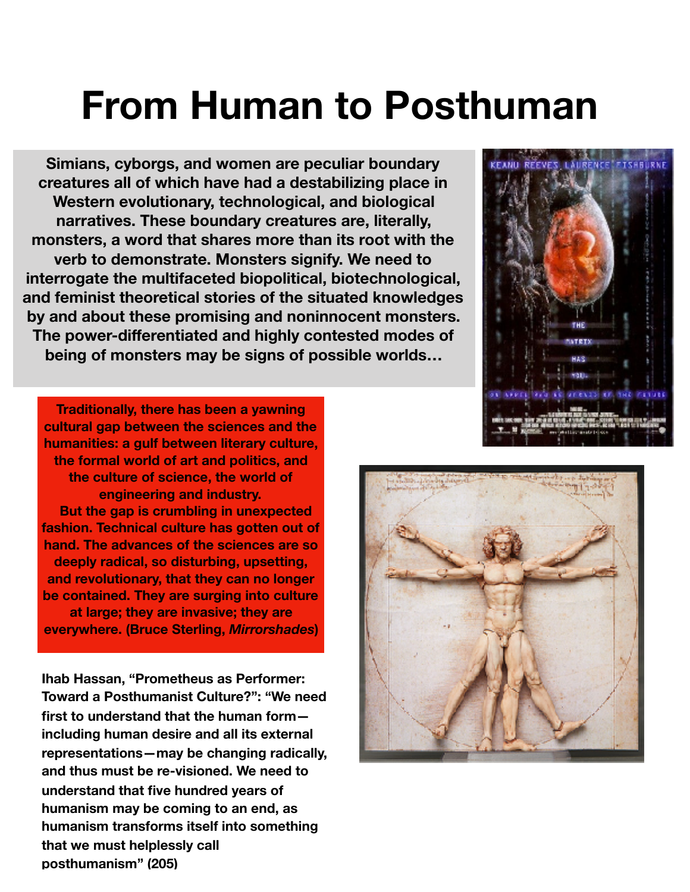# From Human to Posthuman

**Simians, cyborgs, and women are peculiar boundary creatures all of which have had a destabilizing place in Western evolutionary, technological, and biological narratives. These boundary creatures are, literally, monsters, a word that shares more than its root with the verb to demonstrate. Monsters signify. We need to interrogate the multifaceted biopolitical, biotechnological, and feminist theoretical stories of the situated knowledges by and about these promising and noninnocent monsters. The power-differentiated and highly contested modes of being of monsters may be signs of possible worlds…**

**Traditionally, there has been a yawning cultural gap between the sciences and the humanities: a gulf between literary culture, the formal world of art and politics, and the culture of science, the world of engineering and industry.**

**But the gap is crumbling in unexpected fashion. Technical culture has gotten out of hand. The advances of the sciences are so deeply radical, so disturbing, upsetting, and revolutionary, that they can no longer be contained. They are surging into culture at large; they are invasive; they are everywhere. (Bruce Sterling, *Mirrorshades*)**

**Ihab Hassan, "Prometheus as Performer: Toward a Posthumanist Culture?": "We need first to understand that the human form—including human desire and all its external representations—may be changing radically, and thus must be re-visioned. We need to understand that five hundred years of humanism may be coming to an end, as humanism transforms itself into something that we must helplessly call posthumanism" (205)**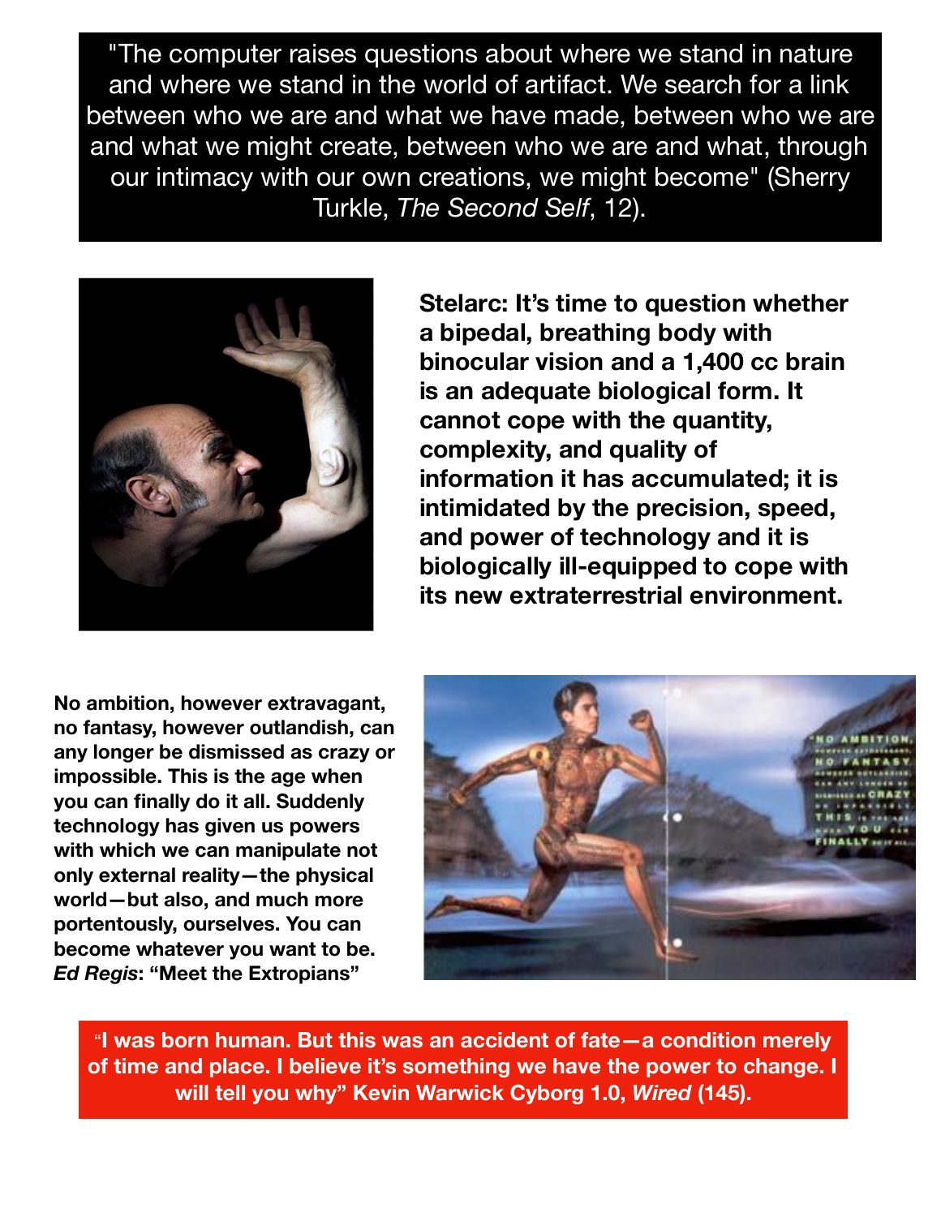"The computer raises questions about where we stand in nature and where we stand in the world of artifact. We search for a link between who we are and what we have made, between who we are and what we might create, between who we are and what, through our intimacy with our own creations, we might become" (Sherry Turkle, *The Second Self*, 12).

**Stelarc: It's time to question whether a bipedal, breathing body with binocular vision and a 1,400 cc brain is an adequate biological form. It cannot cope with the quantity, complexity, and quality of information it has accumulated; it is intimidated by the precision, speed, and power of technology and it is biologically ill-equipped to cope with its new extraterrestrial environment.**

**No ambition, however extravagant, no fantasy, however outlandish, can any longer be dismissed as crazy or impossible. This is the age when you can finally do it all. Suddenly technology has given us powers with which we can manipulate not only external reality—the physical world—but also, and much more portentously, ourselves. You can become whatever you want to be.**
***Ed Regis*: "Meet the Extropians"**

**"I was born human. But this was an accident of fate—a condition merely of time and place. I believe it's something we have the power to change. I will tell you why" Kevin Warwick Cyborg 1.0, *Wired* (145).**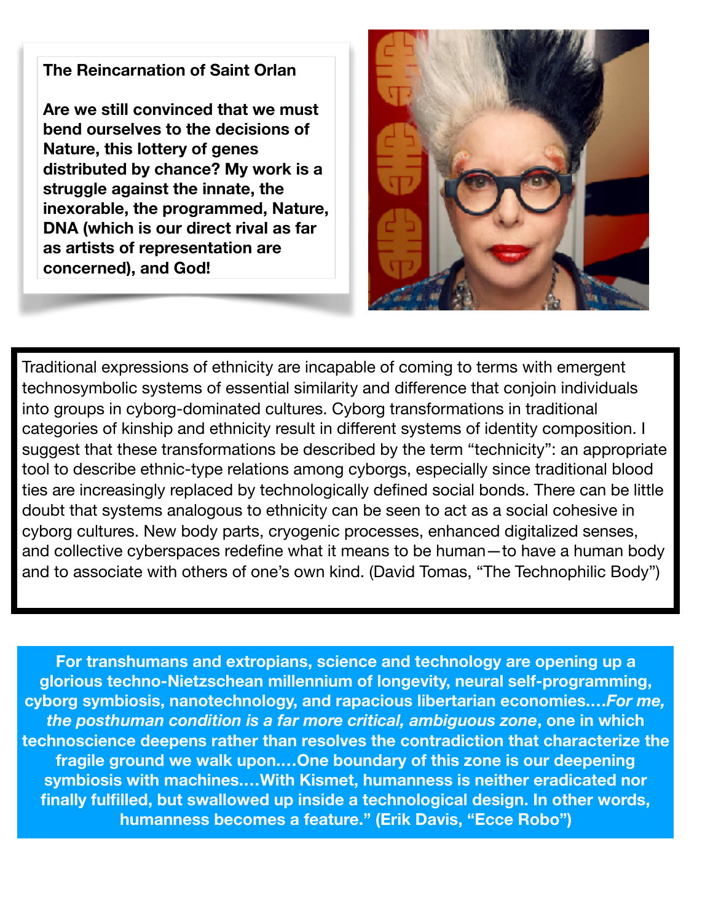**The Reincarnation of Saint Orlan**

**Are we still convinced that we must bend ourselves to the decisions of Nature, this lottery of genes distributed by chance? My work is a struggle against the innate, the inexorable, the programmed, Nature, DNA (which is our direct rival as far as artists of representation are concerned), and God!**

Traditional expressions of ethnicity are incapable of coming to terms with emergent technosymbolic systems of essential similarity and difference that conjoin individuals into groups in cyborg-dominated cultures. Cyborg transformations in traditional categories of kinship and ethnicity result in different systems of identity composition. I suggest that these transformations be described by the term "technicity": an appropriate tool to describe ethnic-type relations among cyborgs, especially since traditional blood ties are increasingly replaced by technologically defined social bonds. There can be little doubt that systems analogous to ethnicity can be seen to act as a social cohesive in cyborg cultures. New body parts, cryogenic processes, enhanced digitalized senses, and collective cyberspaces redefine what it means to be human—to have a human body and to associate with others of one's own kind. (David Tomas, "The Technophilic Body")

**For transhumans and extropians, science and technology are opening up a glorious techno-Nietzschean millennium of longevity, neural self-programming, cyborg symbiosis, nanotechnology, and rapacious libertarian economies.…*For me, the posthuman condition is a far more critical, ambiguous zone*, one in which technoscience deepens rather than resolves the contradiction that characterize the fragile ground we walk upon.…One boundary of this zone is our deepening symbiosis with machines.…With Kismet, humanness is neither eradicated nor finally fulfilled, but swallowed up inside a technological design. In other words, humanness becomes a feature." (Erik Davis, "Ecce Robo")**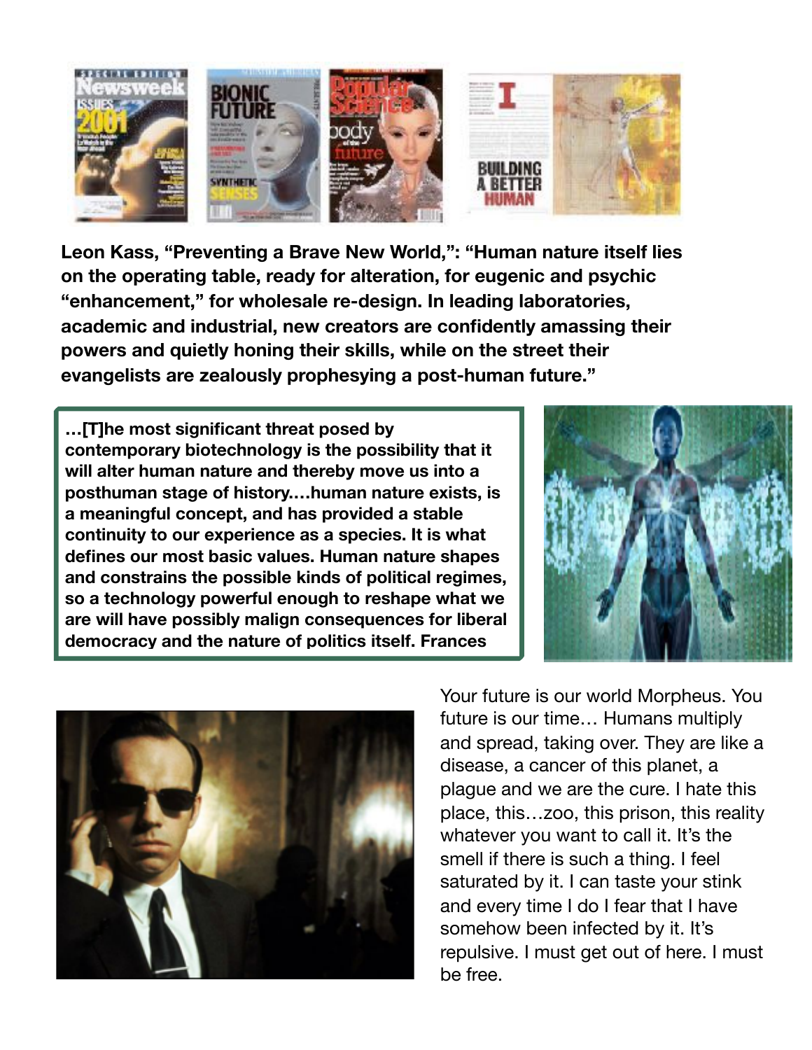**Leon Kass, "Preventing a Brave New World,": "Human nature itself lies on the operating table, ready for alteration, for eugenic and psychic "enhancement," for wholesale re-design. In leading laboratories, academic and industrial, new creators are confidently amassing their powers and quietly honing their skills, while on the street their evangelists are zealously prophesying a post-human future."**

**…[T]he most significant threat posed by contemporary biotechnology is the possibility that it will alter human nature and thereby move us into a posthuman stage of history….human nature exists, is a meaningful concept, and has provided a stable continuity to our experience as a species. It is what defines our most basic values. Human nature shapes and constrains the possible kinds of political regimes, so a technology powerful enough to reshape what we are will have possibly malign consequences for liberal democracy and the nature of politics itself. Frances**

Your future is our world Morpheus. You future is our time… Humans multiply and spread, taking over. They are like a disease, a cancer of this planet, a plague and we are the cure. I hate this place, this…zoo, this prison, this reality whatever you want to call it. It's the smell if there is such a thing. I feel saturated by it. I can taste your stink and every time I do I fear that I have somehow been infected by it. It's repulsive. I must get out of here. I must be free.